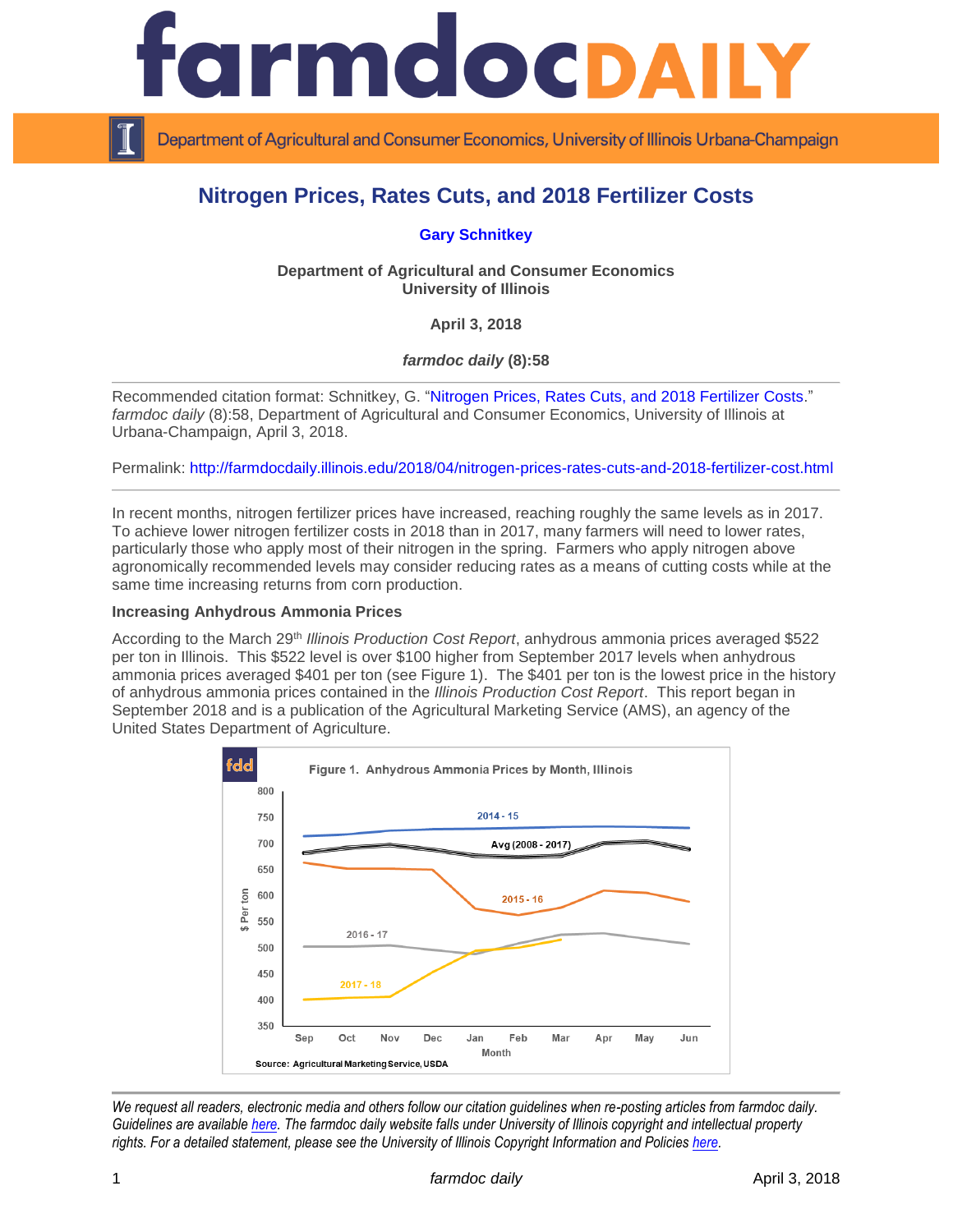# Nitrogen Prices, Rates Cuts, and 2018 Fertilizer Costs

**Gary Schnitkey**

**Department of Agricultural and Consumer Economics**
**University of Illinois**

**April 3, 2018**

***farmdoc daily* (8):58**

Recommended citation format: Schnitkey, G. "Nitrogen Prices, Rates Cuts, and 2018 Fertilizer Costs." *farmdoc daily* (8):58, Department of Agricultural and Consumer Economics, University of Illinois at Urbana-Champaign, April 3, 2018.

Permalink: http://farmdocdaily.illinois.edu/2018/04/nitrogen-prices-rates-cuts-and-2018-fertilizer-cost.html

In recent months, nitrogen fertilizer prices have increased, reaching roughly the same levels as in 2017. To achieve lower nitrogen fertilizer costs in 2018 than in 2017, many farmers will need to lower rates, particularly those who apply most of their nitrogen in the spring. Farmers who apply nitrogen above agronomically recommended levels may consider reducing rates as a means of cutting costs while at the same time increasing returns from corn production.

### Increasing Anhydrous Ammonia Prices

According to the March 29th *Illinois Production Cost Report*, anhydrous ammonia prices averaged $522 per ton in Illinois. This $522 level is over $100 higher from September 2017 levels when anhydrous ammonia prices averaged $401 per ton (see Figure 1). The $401 per ton is the lowest price in the history of anhydrous ammonia prices contained in the *Illinois Production Cost Report*. This report began in September 2018 and is a publication of the Agricultural Marketing Service (AMS), an agency of the United States Department of Agriculture.

Figure 1. Anhydrous Ammonia Prices by Month, Illinois

Source: Agricultural Marketing Service, USDA

*We request all readers, electronic media and others follow our citation guidelines when re-posting articles from farmdoc daily. Guidelines are available here. The farmdoc daily website falls under University of Illinois copyright and intellectual property rights. For a detailed statement, please see the University of Illinois Copyright Information and Policies here.*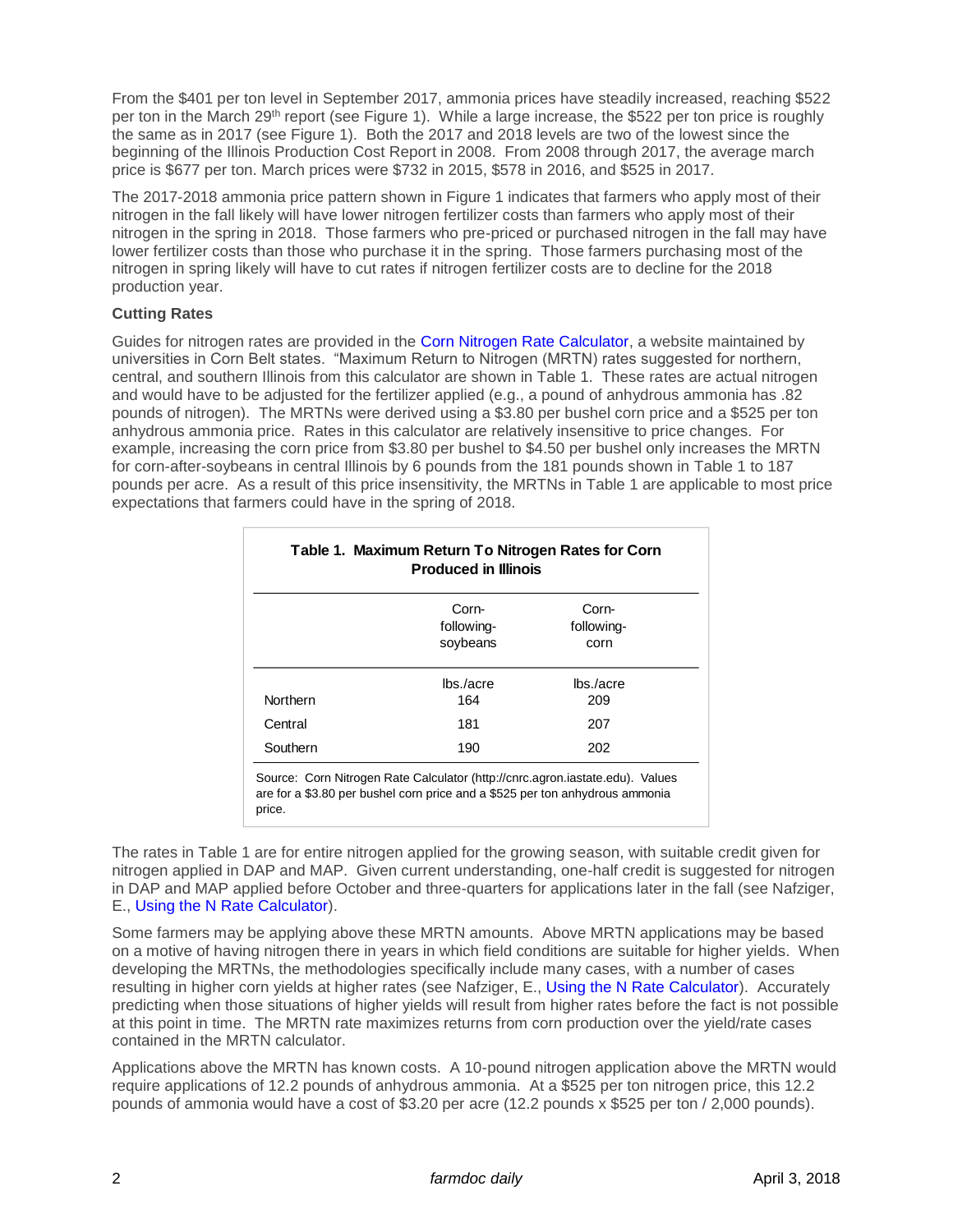From the $401 per ton level in September 2017, ammonia prices have steadily increased, reaching $522 per ton in the March 29th report (see Figure 1). While a large increase, the $522 per ton price is roughly the same as in 2017 (see Figure 1). Both the 2017 and 2018 levels are two of the lowest since the beginning of the Illinois Production Cost Report in 2008. From 2008 through 2017, the average march price is $677 per ton. March prices were $732 in 2015, $578 in 2016, and $525 in 2017.

The 2017-2018 ammonia price pattern shown in Figure 1 indicates that farmers who apply most of their nitrogen in the fall likely will have lower nitrogen fertilizer costs than farmers who apply most of their nitrogen in the spring in 2018. Those farmers who pre-priced or purchased nitrogen in the fall may have lower fertilizer costs than those who purchase it in the spring. Those farmers purchasing most of the nitrogen in spring likely will have to cut rates if nitrogen fertilizer costs are to decline for the 2018 production year.

**Cutting Rates**

Guides for nitrogen rates are provided in the Corn Nitrogen Rate Calculator, a website maintained by universities in Corn Belt states. "Maximum Return to Nitrogen (MRTN) rates suggested for northern, central, and southern Illinois from this calculator are shown in Table 1. These rates are actual nitrogen and would have to be adjusted for the fertilizer applied (e.g., a pound of anhydrous ammonia has .82 pounds of nitrogen). The MRTNs were derived using a $3.80 per bushel corn price and a $525 per ton anhydrous ammonia price. Rates in this calculator are relatively insensitive to price changes. For example, increasing the corn price from $3.80 per bushel to $4.50 per bushel only increases the MRTN for corn-after-soybeans in central Illinois by 6 pounds from the 181 pounds shown in Table 1 to 187 pounds per acre. As a result of this price insensitivity, the MRTNs in Table 1 are applicable to most price expectations that farmers could have in the spring of 2018.

**Table 1. Maximum Return To Nitrogen Rates for Corn Produced in Illinois**

| | Corn-following-soybeans | Corn-following-corn |
|---|---|---|
| | lbs./acre | lbs./acre |
| Northern | 164 | 209 |
| Central | 181 | 207 |
| Southern | 190 | 202 |

Source: Corn Nitrogen Rate Calculator (http://cnrc.agron.iastate.edu). Values are for a $3.80 per bushel corn price and a $525 per ton anhydrous ammonia price.

The rates in Table 1 are for entire nitrogen applied for the growing season, with suitable credit given for nitrogen applied in DAP and MAP. Given current understanding, one-half credit is suggested for nitrogen in DAP and MAP applied before October and three-quarters for applications later in the fall (see Nafziger, E., Using the N Rate Calculator).

Some farmers may be applying above these MRTN amounts. Above MRTN applications may be based on a motive of having nitrogen there in years in which field conditions are suitable for higher yields. When developing the MRTNs, the methodologies specifically include many cases, with a number of cases resulting in higher corn yields at higher rates (see Nafziger, E., Using the N Rate Calculator). Accurately predicting when those situations of higher yields will result from higher rates before the fact is not possible at this point in time. The MRTN rate maximizes returns from corn production over the yield/rate cases contained in the MRTN calculator.

Applications above the MRTN has known costs. A 10-pound nitrogen application above the MRTN would require applications of 12.2 pounds of anhydrous ammonia. At a $525 per ton nitrogen price, this 12.2 pounds of ammonia would have a cost of $3.20 per acre (12.2 pounds x $525 per ton / 2,000 pounds).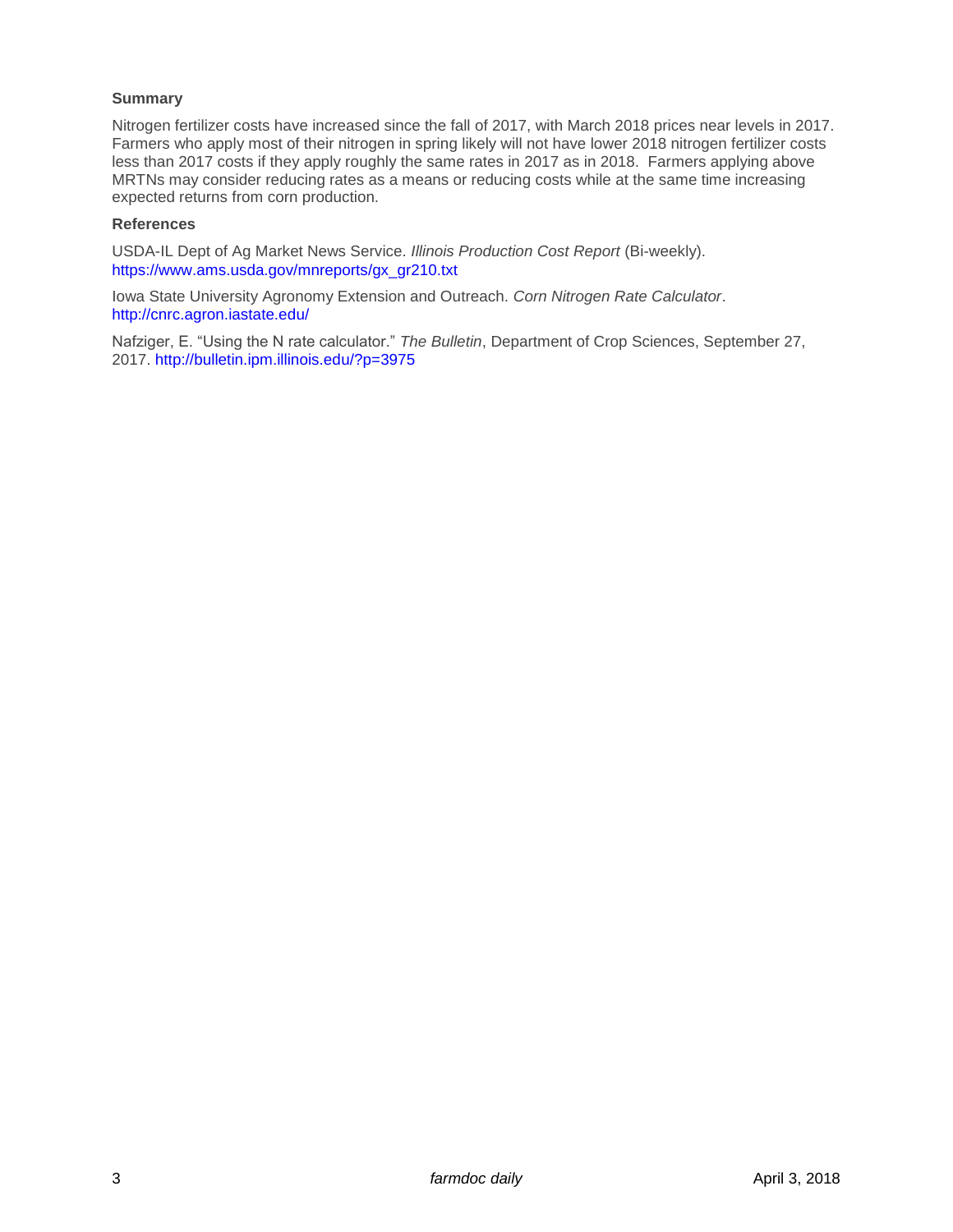## Summary

Nitrogen fertilizer costs have increased since the fall of 2017, with March 2018 prices near levels in 2017. Farmers who apply most of their nitrogen in spring likely will not have lower 2018 nitrogen fertilizer costs less than 2017 costs if they apply roughly the same rates in 2017 as in 2018. Farmers applying above MRTNs may consider reducing rates as a means or reducing costs while at the same time increasing expected returns from corn production.

## References

USDA-IL Dept of Ag Market News Service. *Illinois Production Cost Report* (Bi-weekly). https://www.ams.usda.gov/mnreports/gx_gr210.txt

Iowa State University Agronomy Extension and Outreach. *Corn Nitrogen Rate Calculator*. http://cnrc.agron.iastate.edu/

Nafziger, E. "Using the N rate calculator." *The Bulletin*, Department of Crop Sciences, September 27, 2017. http://bulletin.ipm.illinois.edu/?p=3975